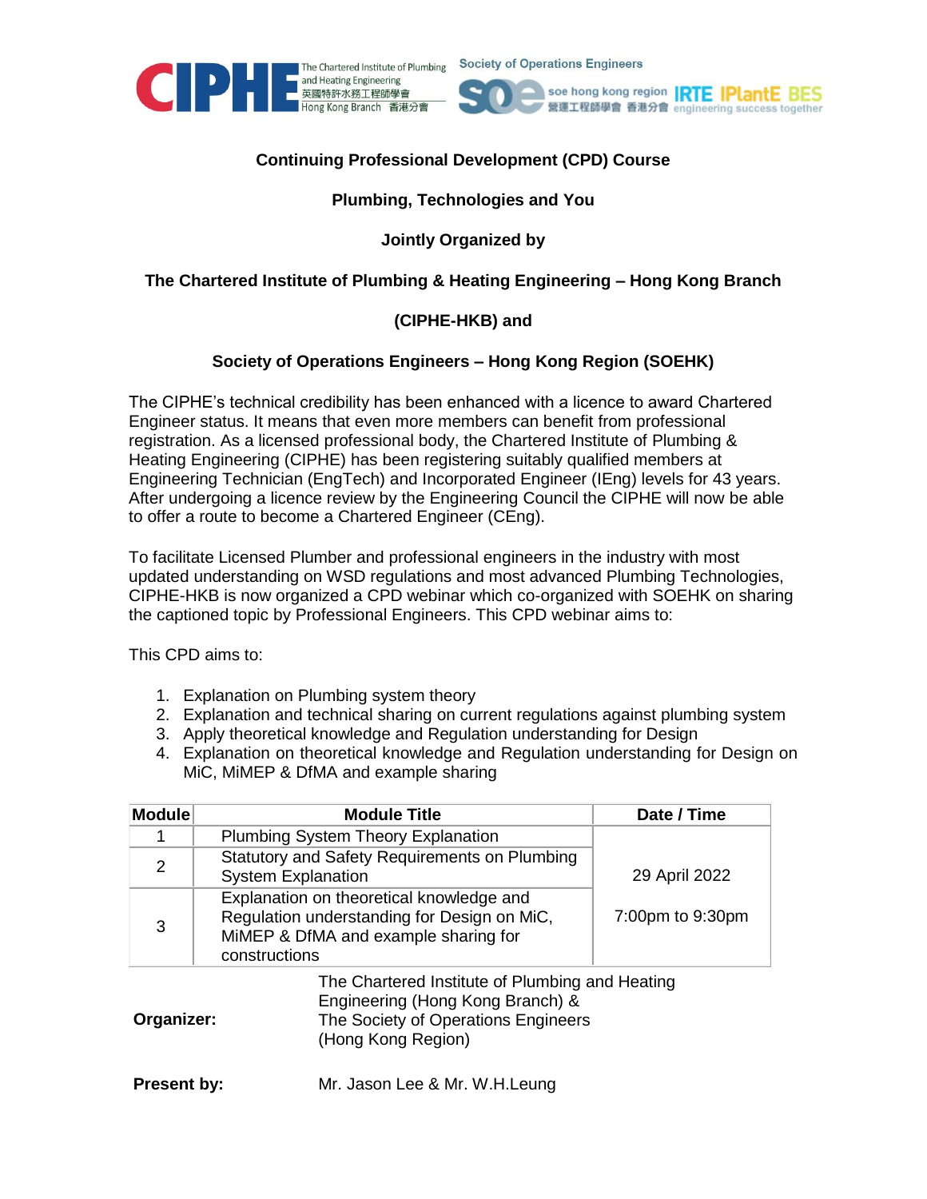**Continuing Professional Development (CPD) Course**

**Plumbing, Technologies and You**

**Jointly Organized by**

**The Chartered Institute of Plumbing & Heating Engineering – Hong Kong Branch**

**(CIPHE-HKB) and**

**Society of Operations Engineers – Hong Kong Region (SOEHK)**

The CIPHE's technical credibility has been enhanced with a licence to award Chartered Engineer status. It means that even more members can benefit from professional registration. As a licensed professional body, the Chartered Institute of Plumbing & Heating Engineering (CIPHE) has been registering suitably qualified members at Engineering Technician (EngTech) and Incorporated Engineer (IEng) levels for 43 years. After undergoing a licence review by the Engineering Council the CIPHE will now be able to offer a route to become a Chartered Engineer (CEng).

To facilitate Licensed Plumber and professional engineers in the industry with most updated understanding on WSD regulations and most advanced Plumbing Technologies, CIPHE-HKB is now organized a CPD webinar which co-organized with SOEHK on sharing the captioned topic by Professional Engineers. This CPD webinar aims to:

This CPD aims to:

1. Explanation on Plumbing system theory
2. Explanation and technical sharing on current regulations against plumbing system
3. Apply theoretical knowledge and Regulation understanding for Design
4. Explanation on theoretical knowledge and Regulation understanding for Design on MiC, MiMEP & DfMA and example sharing

| Module | Module Title | Date / Time |
|---|---|---|
| 1 | Plumbing System Theory Explanation | 29 April 2022<br>7:00pm to 9:30pm |
| 2 | Statutory and Safety Requirements on Plumbing System Explanation | |
| 3 | Explanation on theoretical knowledge and Regulation understanding for Design on MiC, MiMEP & DfMA and example sharing for constructions | |

**Organizer:** The Chartered Institute of Plumbing and Heating Engineering (Hong Kong Branch) & The Society of Operations Engineers (Hong Kong Region)

**Present by:** Mr. Jason Lee & Mr. W.H.Leung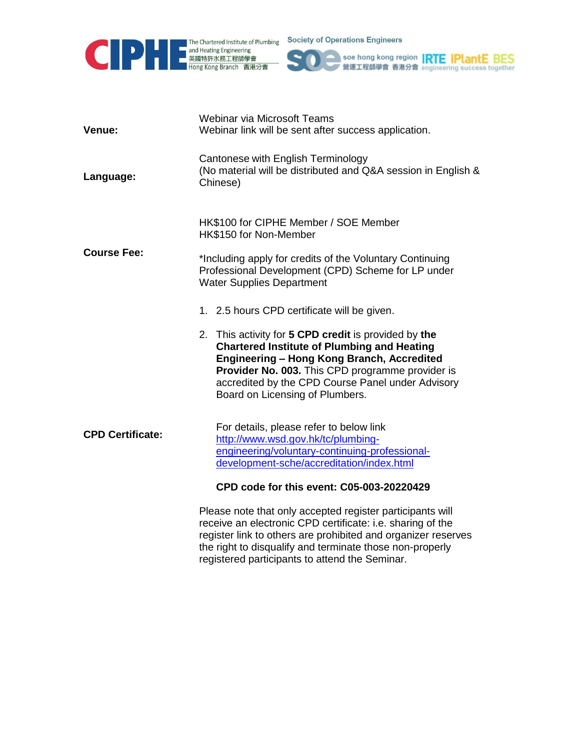| | |
|---|---|
| **Venue:** | Webinar via Microsoft Teams<br>Webinar link will be sent after success application. |
| **Language:** | Cantonese with English Terminology<br>(No material will be distributed and Q&A session in English & Chinese) |
| **Course Fee:** | HK$100 for CIPHE Member / SOE Member<br>HK$150 for Non-Member<br><br>*Including apply for credits of the Voluntary Continuing Professional Development (CPD) Scheme for LP under Water Supplies Department |
| **CPD Certificate:** | 1. 2.5 hours CPD certificate will be given.<br><br>2. This activity for **5 CPD credit** is provided by **the Chartered Institute of Plumbing and Heating Engineering – Hong Kong Branch, Accredited Provider No. 003.** This CPD programme provider is accredited by the CPD Course Panel under Advisory Board on Licensing of Plumbers.<br><br>For details, please refer to below link<br>http://www.wsd.gov.hk/tc/plumbing-engineering/voluntary-continuing-professional-development-sche/accreditation/index.html<br><br>**CPD code for this event: C05-003-20220429**<br><br>Please note that only accepted register participants will receive an electronic CPD certificate: i.e. sharing of the register link to others are prohibited and organizer reserves the right to disqualify and terminate those non-properly registered participants to attend the Seminar. |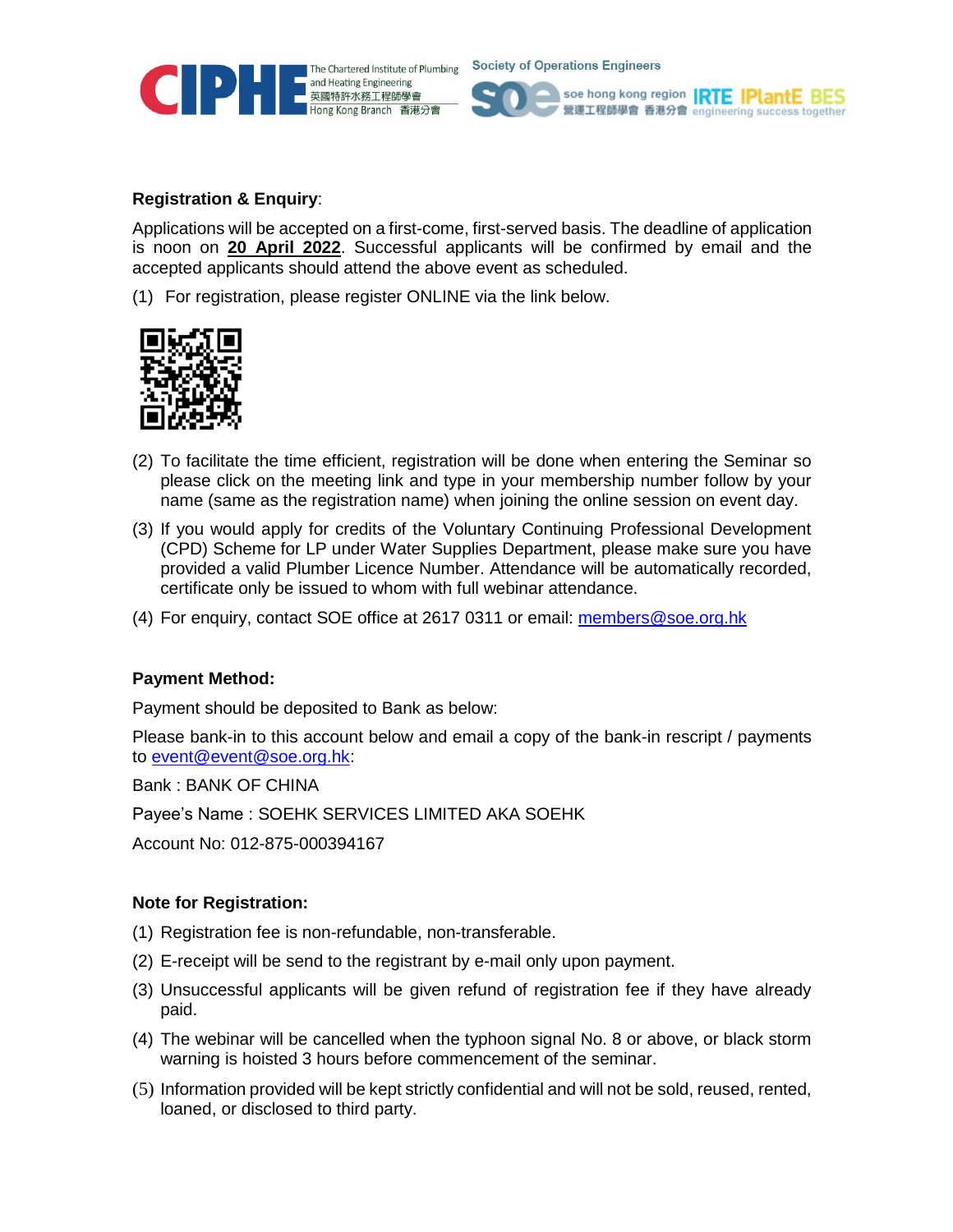**Registration & Enquiry**:

Applications will be accepted on a first-come, first-served basis. The deadline of application is noon on **20 April 2022**. Successful applicants will be confirmed by email and the accepted applicants should attend the above event as scheduled.

(1) For registration, please register ONLINE via the link below.

(2) To facilitate the time efficient, registration will be done when entering the Seminar so please click on the meeting link and type in your membership number follow by your name (same as the registration name) when joining the online session on event day.

(3) If you would apply for credits of the Voluntary Continuing Professional Development (CPD) Scheme for LP under Water Supplies Department, please make sure you have provided a valid Plumber Licence Number. Attendance will be automatically recorded, certificate only be issued to whom with full webinar attendance.

(4) For enquiry, contact SOE office at 2617 0311 or email: members@soe.org.hk

**Payment Method:**

Payment should be deposited to Bank as below:

Please bank-in to this account below and email a copy of the bank-in rescript / payments to event@event@soe.org.hk:

Bank : BANK OF CHINA

Payee's Name : SOEHK SERVICES LIMITED AKA SOEHK

Account No: 012-875-000394167

**Note for Registration:**

(1) Registration fee is non-refundable, non-transferable.

(2) E-receipt will be send to the registrant by e-mail only upon payment.

(3) Unsuccessful applicants will be given refund of registration fee if they have already paid.

(4) The webinar will be cancelled when the typhoon signal No. 8 or above, or black storm warning is hoisted 3 hours before commencement of the seminar.

(5) Information provided will be kept strictly confidential and will not be sold, reused, rented, loaned, or disclosed to third party.